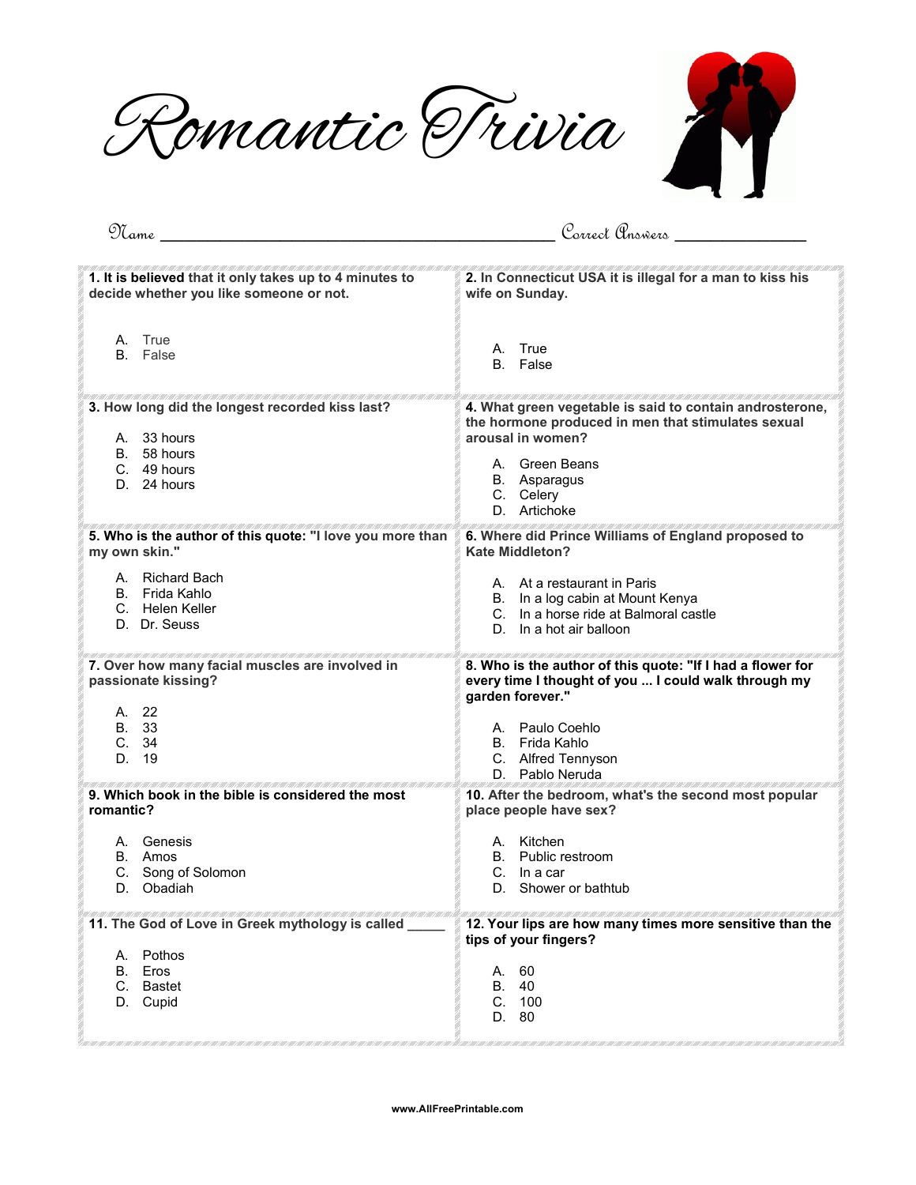# Romantic Trivia

Name ______________________________ Correct Answers ______________

**1. It is believed that it only takes up to 4 minutes to decide whether you like someone or not.**

A. True
B. False

**2. In Connecticut USA it is illegal for a man to kiss his wife on Sunday.**

A. True
B. False

**3. How long did the longest recorded kiss last?**

A. 33 hours
B. 58 hours
C. 49 hours
D. 24 hours

**4. What green vegetable is said to contain androsterone, the hormone produced in men that stimulates sexual arousal in women?**

A. Green Beans
B. Asparagus
C. Celery
D. Artichoke

**5. Who is the author of this quote: "I love you more than my own skin."**

A. Richard Bach
B. Frida Kahlo
C. Helen Keller
D. Dr. Seuss

**6. Where did Prince Williams of England proposed to Kate Middleton?**

A. At a restaurant in Paris
B. In a log cabin at Mount Kenya
C. In a horse ride at Balmoral castle
D. In a hot air balloon

**7. Over how many facial muscles are involved in passionate kissing?**

A. 22
B. 33
C. 34
D. 19

**8. Who is the author of this quote: "If I had a flower for every time I thought of you ... I could walk through my garden forever."**

A. Paulo Coehlo
B. Frida Kahlo
C. Alfred Tennyson
D. Pablo Neruda

**9. Which book in the bible is considered the most romantic?**

A. Genesis
B. Amos
C. Song of Solomon
D. Obadiah

**10. After the bedroom, what's the second most popular place people have sex?**

A. Kitchen
B. Public restroom
C. In a car
D. Shower or bathtub

**11. The God of Love in Greek mythology is called _____**

A. Pothos
B. Eros
C. Bastet
D. Cupid

**12. Your lips are how many times more sensitive than the tips of your fingers?**

A. 60
B. 40
C. 100
D. 80

www.AllFreePrintable.com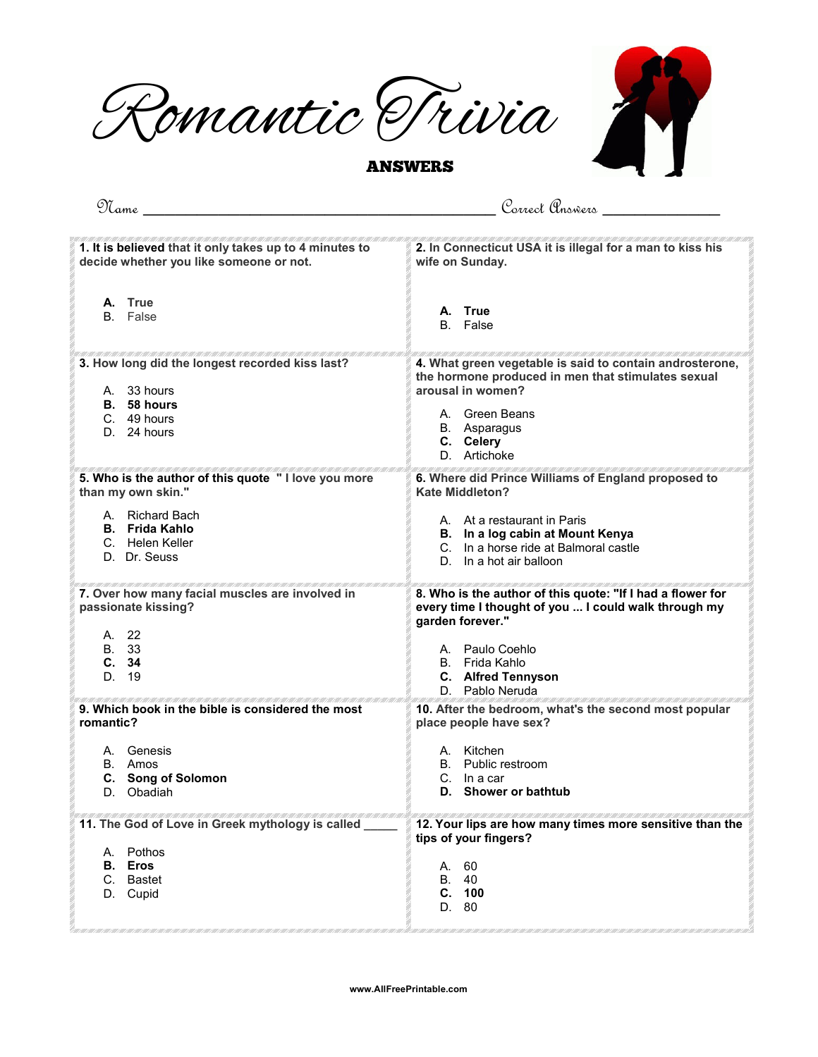# Romantic Trivia

## ANSWERS

Name ________________________________________ Correct Answers ______________

**1. It is believed that it only takes up to 4 minutes to decide whether you like someone or not.**

- **A. True**
- B. False

**2. In Connecticut USA it is illegal for a man to kiss his wife on Sunday.**

- **A. True**
- B. False

**3. How long did the longest recorded kiss last?**

- A. 33 hours
- **B. 58 hours**
- C. 49 hours
- D. 24 hours

**4. What green vegetable is said to contain androsterone, the hormone produced in men that stimulates sexual arousal in women?**

- A. Green Beans
- B. Asparagus
- **C. Celery**
- D. Artichoke

**5. Who is the author of this quote " I love you more than my own skin."**

- A. Richard Bach
- **B. Frida Kahlo**
- C. Helen Keller
- D. Dr. Seuss

**6. Where did Prince Williams of England proposed to Kate Middleton?**

- A. At a restaurant in Paris
- **B. In a log cabin at Mount Kenya**
- C. In a horse ride at Balmoral castle
- D. In a hot air balloon

**7. Over how many facial muscles are involved in passionate kissing?**

- A. 22
- B. 33
- **C. 34**
- D. 19

**8. Who is the author of this quote: "If I had a flower for every time I thought of you ... I could walk through my garden forever."**

- A. Paulo Coehlo
- B. Frida Kahlo
- **C. Alfred Tennyson**
- D. Pablo Neruda

**9. Which book in the bible is considered the most romantic?**

- A. Genesis
- B. Amos
- **C. Song of Solomon**
- D. Obadiah

**10. After the bedroom, what's the second most popular place people have sex?**

- A. Kitchen
- B. Public restroom
- C. In a car
- **D. Shower or bathtub**

**11. The God of Love in Greek mythology is called _____**

- A. Pothos
- **B. Eros**
- C. Bastet
- D. Cupid

**12. Your lips are how many times more sensitive than the tips of your fingers?**

- A. 60
- B. 40
- **C. 100**
- D. 80

www.AllFreePrintable.com